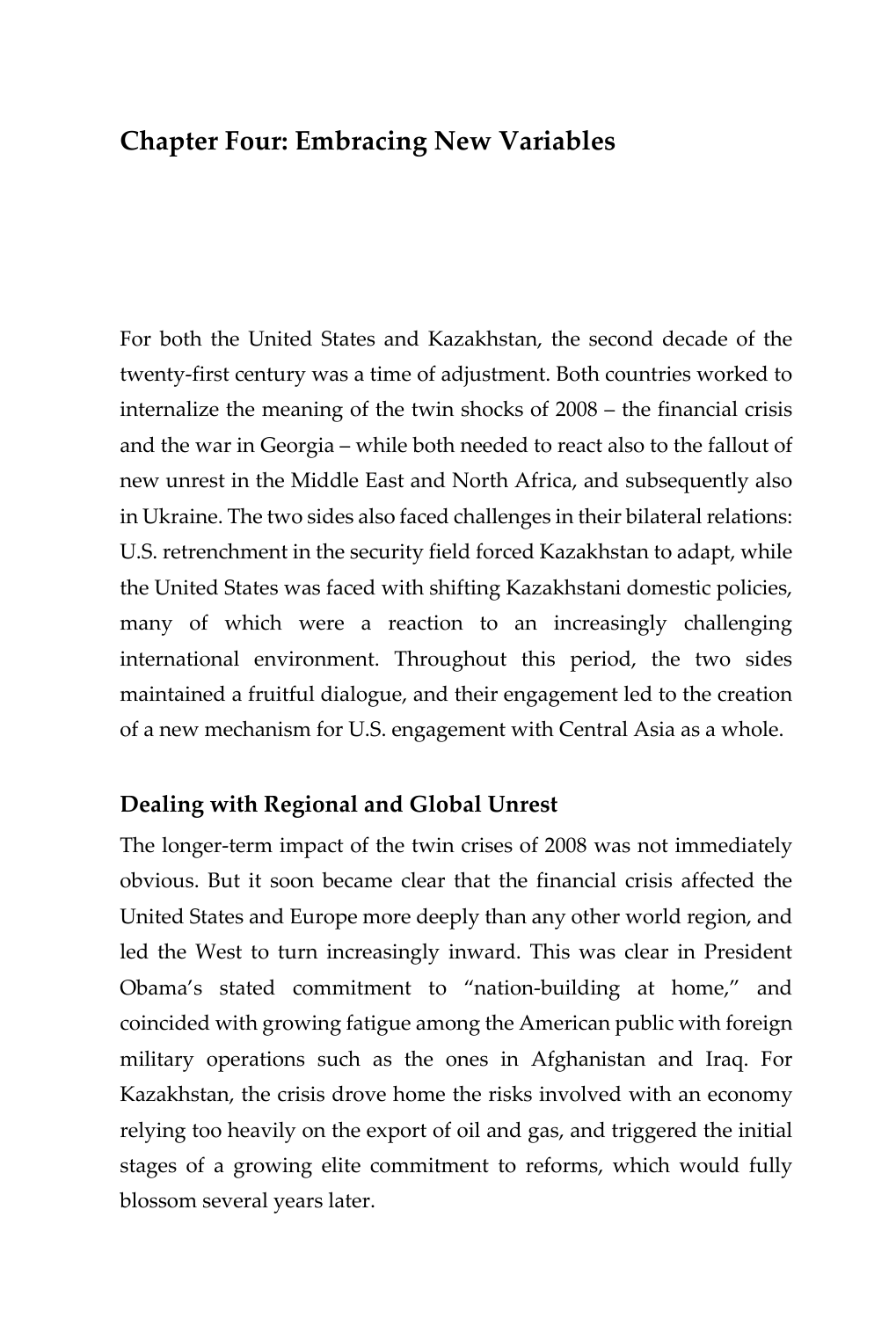# Chapter Four: Embracing New Variables

For both the United States and Kazakhstan, the second decade of the twenty-first century was a time of adjustment. Both countries worked to internalize the meaning of the twin shocks of 2008 – the financial crisis and the war in Georgia – while both needed to react also to the fallout of new unrest in the Middle East and North Africa, and subsequently also in Ukraine. The two sides also faced challenges in their bilateral relations: U.S. retrenchment in the security field forced Kazakhstan to adapt, while the United States was faced with shifting Kazakhstani domestic policies, many of which were a reaction to an increasingly challenging international environment. Throughout this period, the two sides maintained a fruitful dialogue, and their engagement led to the creation of a new mechanism for U.S. engagement with Central Asia as a whole.

## Dealing with Regional and Global Unrest

The longer-term impact of the twin crises of 2008 was not immediately obvious. But it soon became clear that the financial crisis affected the United States and Europe more deeply than any other world region, and led the West to turn increasingly inward. This was clear in President Obama's stated commitment to "nation-building at home," and coincided with growing fatigue among the American public with foreign military operations such as the ones in Afghanistan and Iraq. For Kazakhstan, the crisis drove home the risks involved with an economy relying too heavily on the export of oil and gas, and triggered the initial stages of a growing elite commitment to reforms, which would fully blossom several years later.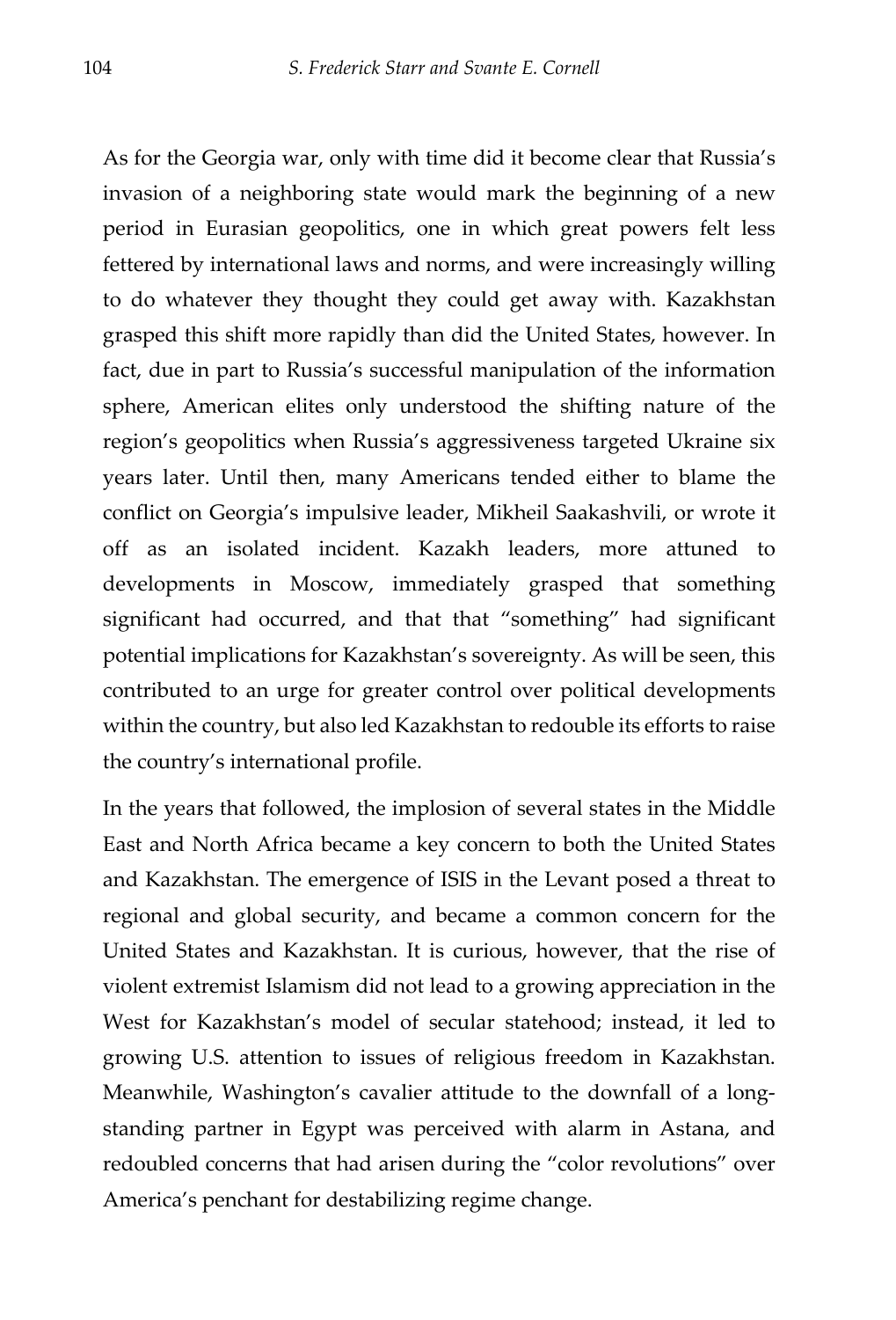As for the Georgia war, only with time did it become clear that Russia's invasion of a neighboring state would mark the beginning of a new period in Eurasian geopolitics, one in which great powers felt less fettered by international laws and norms, and were increasingly willing to do whatever they thought they could get away with. Kazakhstan grasped this shift more rapidly than did the United States, however. In fact, due in part to Russia's successful manipulation of the information sphere, American elites only understood the shifting nature of the region's geopolitics when Russia's aggressiveness targeted Ukraine six years later. Until then, many Americans tended either to blame the conflict on Georgia's impulsive leader, Mikheil Saakashvili, or wrote it off as an isolated incident. Kazakh leaders, more attuned to developments in Moscow, immediately grasped that something significant had occurred, and that that "something" had significant potential implications for Kazakhstan's sovereignty. As will be seen, this contributed to an urge for greater control over political developments within the country, but also led Kazakhstan to redouble its efforts to raise the country's international profile.

In the years that followed, the implosion of several states in the Middle East and North Africa became a key concern to both the United States and Kazakhstan. The emergence of ISIS in the Levant posed a threat to regional and global security, and became a common concern for the United States and Kazakhstan. It is curious, however, that the rise of violent extremist Islamism did not lead to a growing appreciation in the West for Kazakhstan's model of secular statehood; instead, it led to growing U.S. attention to issues of religious freedom in Kazakhstan. Meanwhile, Washington's cavalier attitude to the downfall of a long-standing partner in Egypt was perceived with alarm in Astana, and redoubled concerns that had arisen during the "color revolutions" over America's penchant for destabilizing regime change.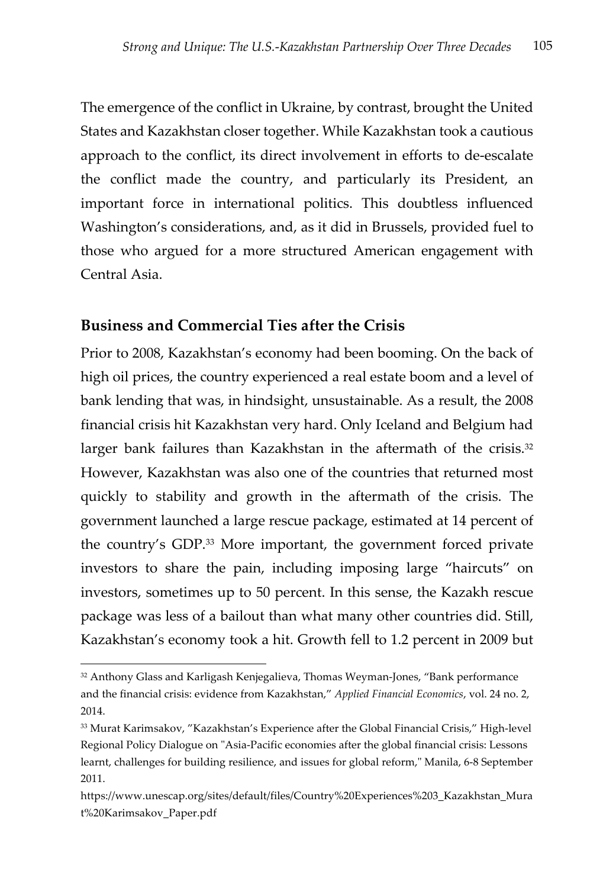The emergence of the conflict in Ukraine, by contrast, brought the United States and Kazakhstan closer together. While Kazakhstan took a cautious approach to the conflict, its direct involvement in efforts to de-escalate the conflict made the country, and particularly its President, an important force in international politics. This doubtless influenced Washington's considerations, and, as it did in Brussels, provided fuel to those who argued for a more structured American engagement with Central Asia.

### Business and Commercial Ties after the Crisis

Prior to 2008, Kazakhstan's economy had been booming. On the back of high oil prices, the country experienced a real estate boom and a level of bank lending that was, in hindsight, unsustainable. As a result, the 2008 financial crisis hit Kazakhstan very hard. Only Iceland and Belgium had larger bank failures than Kazakhstan in the aftermath of the crisis.[32] However, Kazakhstan was also one of the countries that returned most quickly to stability and growth in the aftermath of the crisis. The government launched a large rescue package, estimated at 14 percent of the country's GDP.[33] More important, the government forced private investors to share the pain, including imposing large "haircuts" on investors, sometimes up to 50 percent. In this sense, the Kazakh rescue package was less of a bailout than what many other countries did. Still, Kazakhstan's economy took a hit. Growth fell to 1.2 percent in 2009 but

---

[32] Anthony Glass and Karligash Kenjegalieva, Thomas Weyman-Jones, "Bank performance and the financial crisis: evidence from Kazakhstan," *Applied Financial Economics*, vol. 24 no. 2, 2014.

[33] Murat Karimsakov, "Kazakhstan's Experience after the Global Financial Crisis," High-level Regional Policy Dialogue on "Asia-Pacific economies after the global financial crisis: Lessons learnt, challenges for building resilience, and issues for global reform," Manila, 6-8 September 2011. https://www.unescap.org/sites/default/files/Country%20Experiences%203_Kazakhstan_Murat%20Karimsakov_Paper.pdf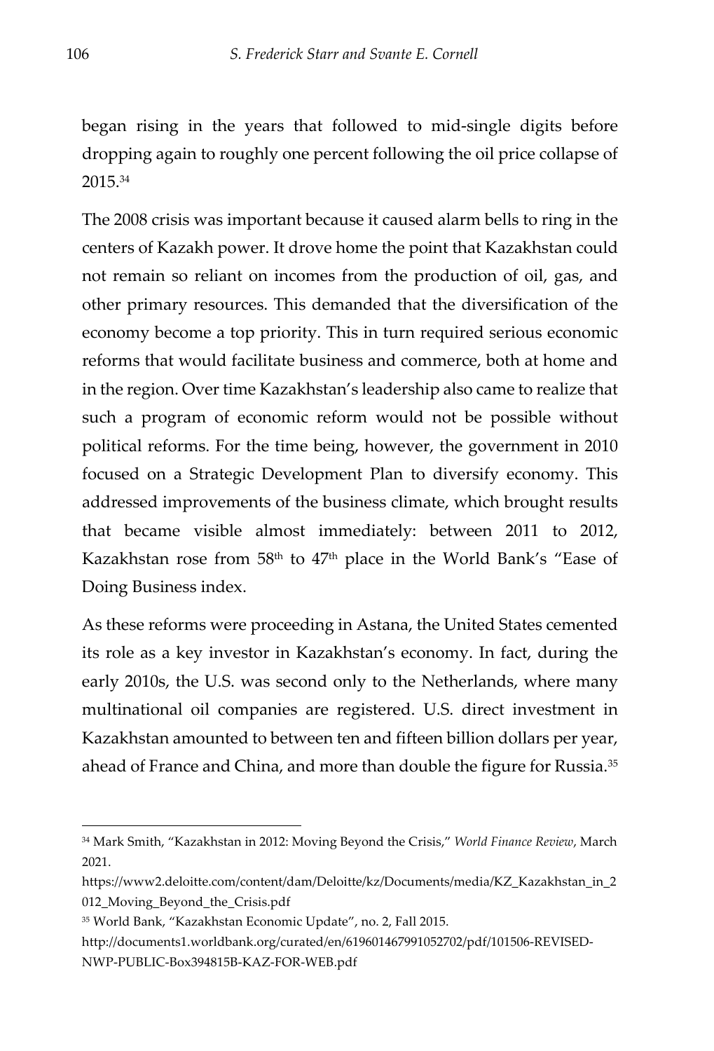began rising in the years that followed to mid-single digits before dropping again to roughly one percent following the oil price collapse of 2015.[34]

The 2008 crisis was important because it caused alarm bells to ring in the centers of Kazakh power. It drove home the point that Kazakhstan could not remain so reliant on incomes from the production of oil, gas, and other primary resources. This demanded that the diversification of the economy become a top priority. This in turn required serious economic reforms that would facilitate business and commerce, both at home and in the region. Over time Kazakhstan's leadership also came to realize that such a program of economic reform would not be possible without political reforms. For the time being, however, the government in 2010 focused on a Strategic Development Plan to diversify economy. This addressed improvements of the business climate, which brought results that became visible almost immediately: between 2011 to 2012, Kazakhstan rose from 58th to 47th place in the World Bank's "Ease of Doing Business index.

As these reforms were proceeding in Astana, the United States cemented its role as a key investor in Kazakhstan's economy. In fact, during the early 2010s, the U.S. was second only to the Netherlands, where many multinational oil companies are registered. U.S. direct investment in Kazakhstan amounted to between ten and fifteen billion dollars per year, ahead of France and China, and more than double the figure for Russia.[35]

---

[34] Mark Smith, "Kazakhstan in 2012: Moving Beyond the Crisis," *World Finance Review*, March 2021.
https://www2.deloitte.com/content/dam/Deloitte/kz/Documents/media/KZ_Kazakhstan_in_2012_Moving_Beyond_the_Crisis.pdf

[35] World Bank, "Kazakhstan Economic Update", no. 2, Fall 2015.
http://documents1.worldbank.org/curated/en/619601467991052702/pdf/101506-REVISED-NWP-PUBLIC-Box394815B-KAZ-FOR-WEB.pdf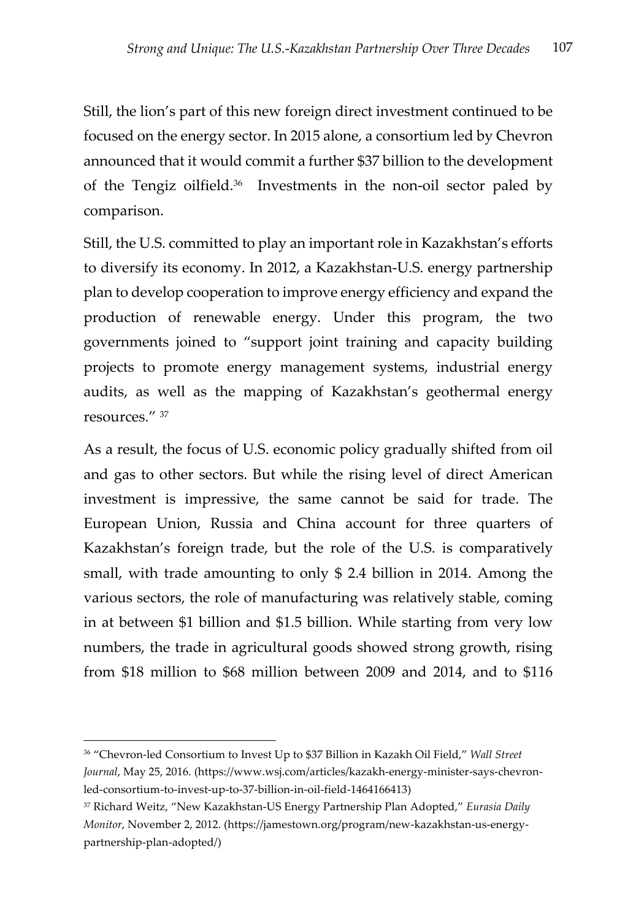Still, the lion's part of this new foreign direct investment continued to be focused on the energy sector. In 2015 alone, a consortium led by Chevron announced that it would commit a further $37 billion to the development of the Tengiz oilfield.[36] Investments in the non-oil sector paled by comparison.

Still, the U.S. committed to play an important role in Kazakhstan's efforts to diversify its economy. In 2012, a Kazakhstan-U.S. energy partnership plan to develop cooperation to improve energy efficiency and expand the production of renewable energy. Under this program, the two governments joined to "support joint training and capacity building projects to promote energy management systems, industrial energy audits, as well as the mapping of Kazakhstan's geothermal energy resources." [37]

As a result, the focus of U.S. economic policy gradually shifted from oil and gas to other sectors. But while the rising level of direct American investment is impressive, the same cannot be said for trade. The European Union, Russia and China account for three quarters of Kazakhstan's foreign trade, but the role of the U.S. is comparatively small, with trade amounting to only $ 2.4 billion in 2014. Among the various sectors, the role of manufacturing was relatively stable, coming in at between $1 billion and $1.5 billion. While starting from very low numbers, the trade in agricultural goods showed strong growth, rising from $18 million to $68 million between 2009 and 2014, and to $116

---

[36] "Chevron-led Consortium to Invest Up to $37 Billion in Kazakh Oil Field," *Wall Street Journal*, May 25, 2016. (https://www.wsj.com/articles/kazakh-energy-minister-says-chevron-led-consortium-to-invest-up-to-37-billion-in-oil-field-1464166413)

[37] Richard Weitz, "New Kazakhstan-US Energy Partnership Plan Adopted," *Eurasia Daily Monitor*, November 2, 2012. (https://jamestown.org/program/new-kazakhstan-us-energy-partnership-plan-adopted/)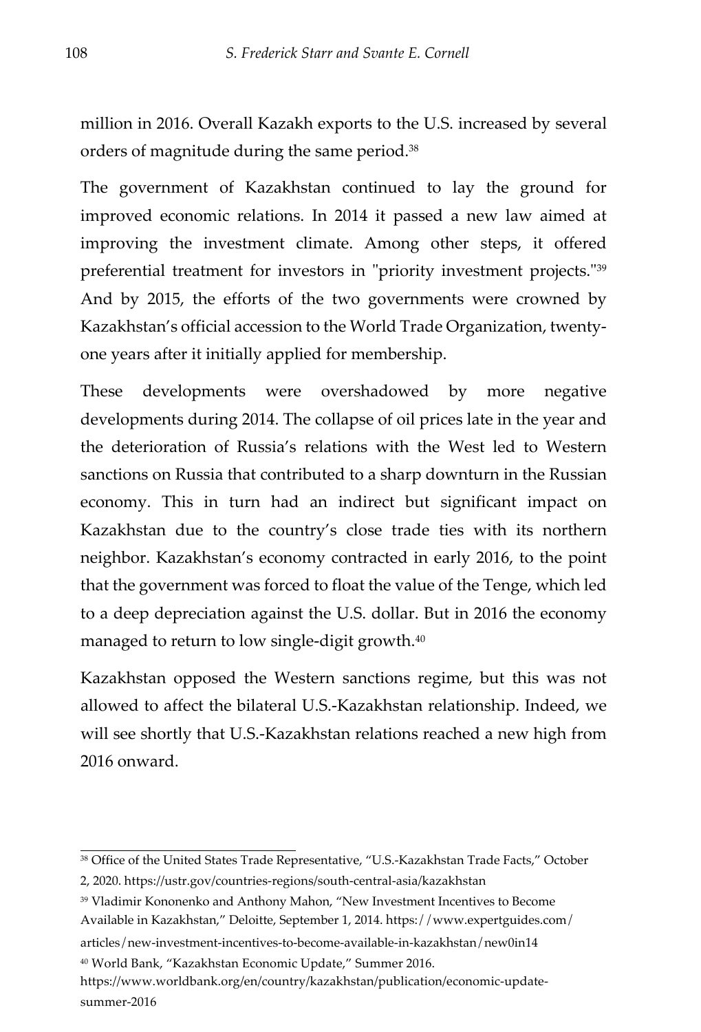million in 2016. Overall Kazakh exports to the U.S. increased by several orders of magnitude during the same period.[38]

The government of Kazakhstan continued to lay the ground for improved economic relations. In 2014 it passed a new law aimed at improving the investment climate. Among other steps, it offered preferential treatment for investors in "priority investment projects."[39] And by 2015, the efforts of the two governments were crowned by Kazakhstan's official accession to the World Trade Organization, twenty-one years after it initially applied for membership.

These developments were overshadowed by more negative developments during 2014. The collapse of oil prices late in the year and the deterioration of Russia's relations with the West led to Western sanctions on Russia that contributed to a sharp downturn in the Russian economy. This in turn had an indirect but significant impact on Kazakhstan due to the country's close trade ties with its northern neighbor. Kazakhstan's economy contracted in early 2016, to the point that the government was forced to float the value of the Tenge, which led to a deep depreciation against the U.S. dollar. But in 2016 the economy managed to return to low single-digit growth.[40]

Kazakhstan opposed the Western sanctions regime, but this was not allowed to affect the bilateral U.S.-Kazakhstan relationship. Indeed, we will see shortly that U.S.-Kazakhstan relations reached a new high from 2016 onward.

---

[38] Office of the United States Trade Representative, "U.S.-Kazakhstan Trade Facts," October 2, 2020. https://ustr.gov/countries-regions/south-central-asia/kazakhstan

[39] Vladimir Kononenko and Anthony Mahon, "New Investment Incentives to Become Available in Kazakhstan," Deloitte, September 1, 2014. https://www.expertguides.com/articles/new-investment-incentives-to-become-available-in-kazakhstan/new0in14

[40] World Bank, "Kazakhstan Economic Update," Summer 2016. https://www.worldbank.org/en/country/kazakhstan/publication/economic-update-summer-2016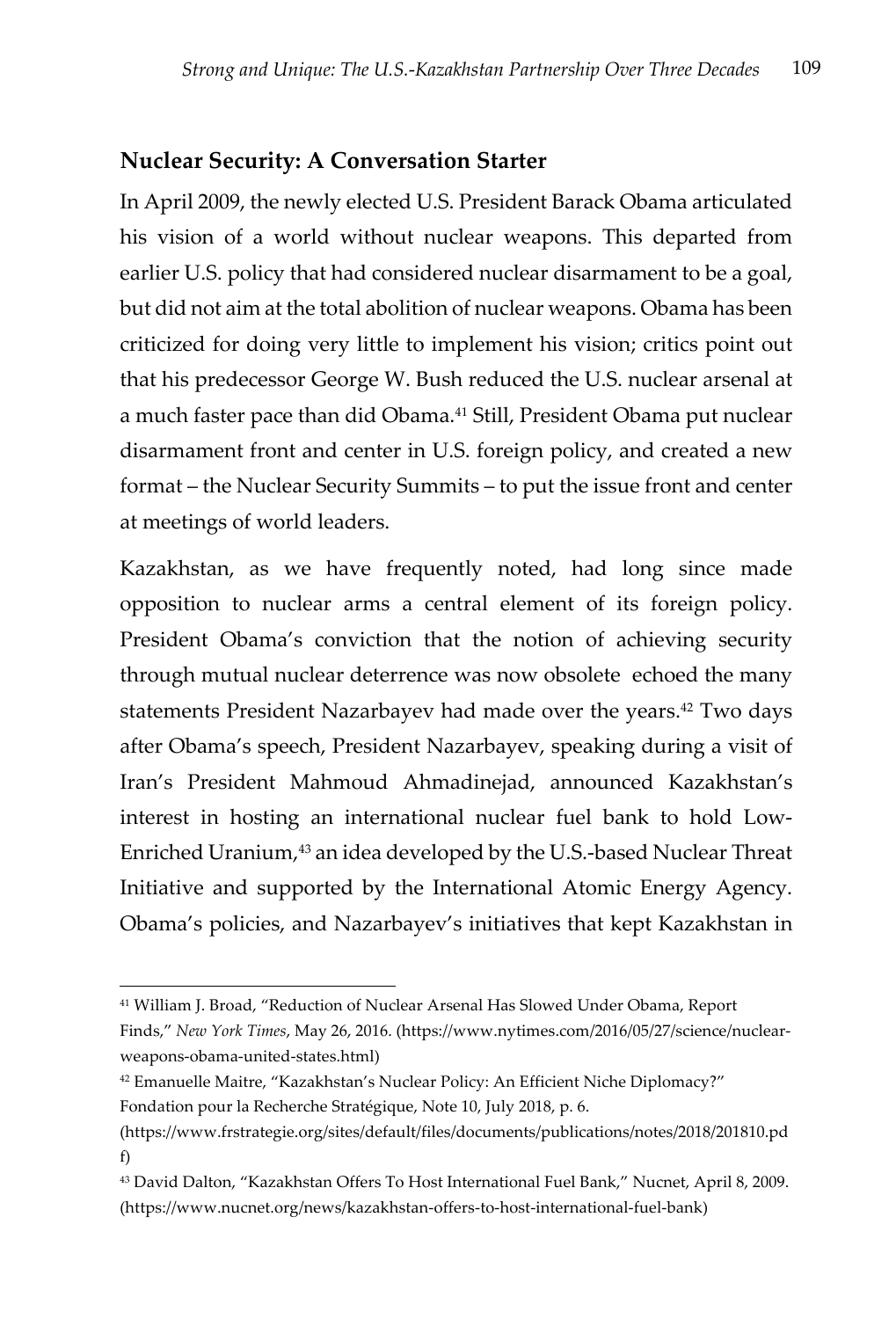## Nuclear Security: A Conversation Starter

In April 2009, the newly elected U.S. President Barack Obama articulated his vision of a world without nuclear weapons. This departed from earlier U.S. policy that had considered nuclear disarmament to be a goal, but did not aim at the total abolition of nuclear weapons. Obama has been criticized for doing very little to implement his vision; critics point out that his predecessor George W. Bush reduced the U.S. nuclear arsenal at a much faster pace than did Obama.[41] Still, President Obama put nuclear disarmament front and center in U.S. foreign policy, and created a new format – the Nuclear Security Summits – to put the issue front and center at meetings of world leaders.

Kazakhstan, as we have frequently noted, had long since made opposition to nuclear arms a central element of its foreign policy. President Obama's conviction that the notion of achieving security through mutual nuclear deterrence was now obsolete echoed the many statements President Nazarbayev had made over the years.[42] Two days after Obama's speech, President Nazarbayev, speaking during a visit of Iran's President Mahmoud Ahmadinejad, announced Kazakhstan's interest in hosting an international nuclear fuel bank to hold Low-Enriched Uranium,[43] an idea developed by the U.S.-based Nuclear Threat Initiative and supported by the International Atomic Energy Agency. Obama's policies, and Nazarbayev's initiatives that kept Kazakhstan in

---

[41] William J. Broad, "Reduction of Nuclear Arsenal Has Slowed Under Obama, Report Finds," *New York Times*, May 26, 2016. (https://www.nytimes.com/2016/05/27/science/nuclear-weapons-obama-united-states.html)

[42] Emanuelle Maitre, "Kazakhstan's Nuclear Policy: An Efficient Niche Diplomacy?" Fondation pour la Recherche Stratégique, Note 10, July 2018, p. 6. (https://www.frstrategie.org/sites/default/files/documents/publications/notes/2018/201810.pdf)

[43] David Dalton, "Kazakhstan Offers To Host International Fuel Bank," Nucnet, April 8, 2009. (https://www.nucnet.org/news/kazakhstan-offers-to-host-international-fuel-bank)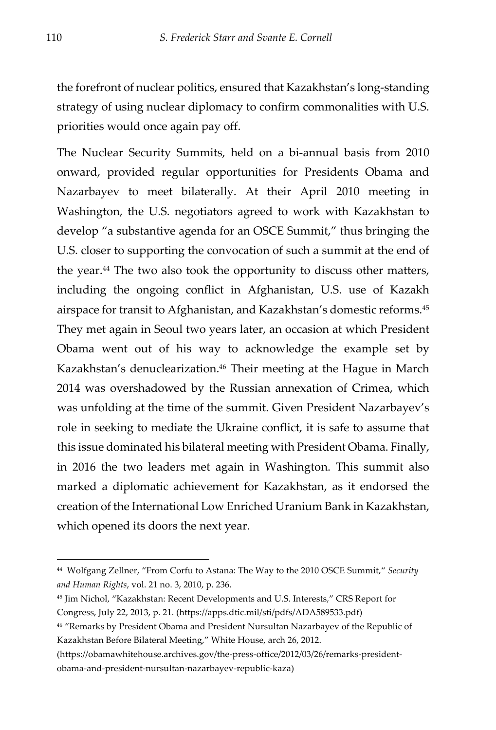the forefront of nuclear politics, ensured that Kazakhstan's long-standing strategy of using nuclear diplomacy to confirm commonalities with U.S. priorities would once again pay off.

The Nuclear Security Summits, held on a bi-annual basis from 2010 onward, provided regular opportunities for Presidents Obama and Nazarbayev to meet bilaterally. At their April 2010 meeting in Washington, the U.S. negotiators agreed to work with Kazakhstan to develop "a substantive agenda for an OSCE Summit," thus bringing the U.S. closer to supporting the convocation of such a summit at the end of the year.[44] The two also took the opportunity to discuss other matters, including the ongoing conflict in Afghanistan, U.S. use of Kazakh airspace for transit to Afghanistan, and Kazakhstan's domestic reforms.[45] They met again in Seoul two years later, an occasion at which President Obama went out of his way to acknowledge the example set by Kazakhstan's denuclearization.[46] Their meeting at the Hague in March 2014 was overshadowed by the Russian annexation of Crimea, which was unfolding at the time of the summit. Given President Nazarbayev's role in seeking to mediate the Ukraine conflict, it is safe to assume that this issue dominated his bilateral meeting with President Obama. Finally, in 2016 the two leaders met again in Washington. This summit also marked a diplomatic achievement for Kazakhstan, as it endorsed the creation of the International Low Enriched Uranium Bank in Kazakhstan, which opened its doors the next year.

---

[44] Wolfgang Zellner, "From Corfu to Astana: The Way to the 2010 OSCE Summit," *Security and Human Rights*, vol. 21 no. 3, 2010, p. 236.

[45] Jim Nichol, "Kazakhstan: Recent Developments and U.S. Interests," CRS Report for Congress, July 22, 2013, p. 21. (https://apps.dtic.mil/sti/pdfs/ADA589533.pdf)

[46] "Remarks by President Obama and President Nursultan Nazarbayev of the Republic of Kazakhstan Before Bilateral Meeting," White House, arch 26, 2012. (https://obamawhitehouse.archives.gov/the-press-office/2012/03/26/remarks-president-obama-and-president-nursultan-nazarbayev-republic-kaza)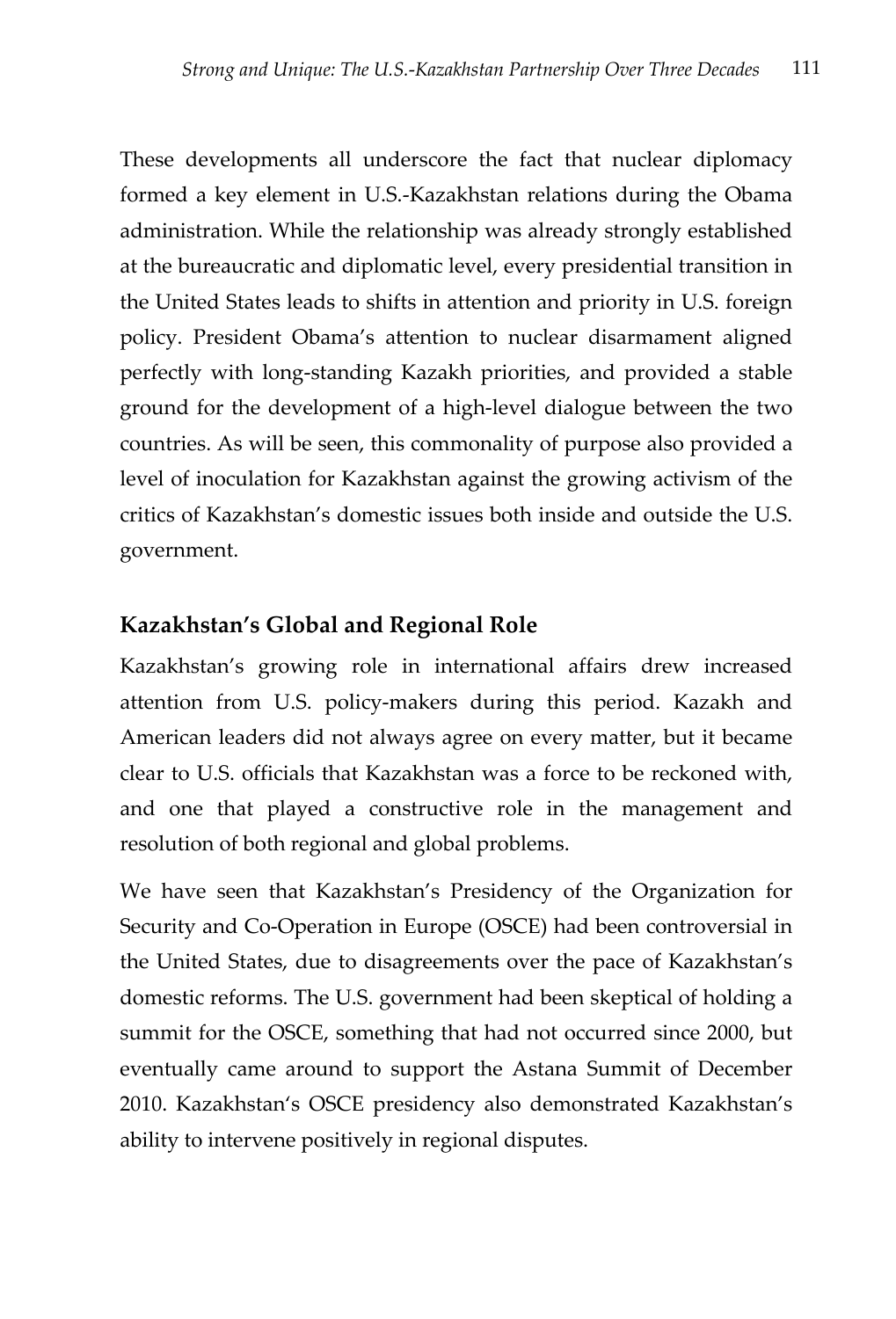These developments all underscore the fact that nuclear diplomacy formed a key element in U.S.-Kazakhstan relations during the Obama administration. While the relationship was already strongly established at the bureaucratic and diplomatic level, every presidential transition in the United States leads to shifts in attention and priority in U.S. foreign policy. President Obama's attention to nuclear disarmament aligned perfectly with long-standing Kazakh priorities, and provided a stable ground for the development of a high-level dialogue between the two countries. As will be seen, this commonality of purpose also provided a level of inoculation for Kazakhstan against the growing activism of the critics of Kazakhstan's domestic issues both inside and outside the U.S. government.

## Kazakhstan's Global and Regional Role

Kazakhstan's growing role in international affairs drew increased attention from U.S. policy-makers during this period. Kazakh and American leaders did not always agree on every matter, but it became clear to U.S. officials that Kazakhstan was a force to be reckoned with, and one that played a constructive role in the management and resolution of both regional and global problems.

We have seen that Kazakhstan's Presidency of the Organization for Security and Co-Operation in Europe (OSCE) had been controversial in the United States, due to disagreements over the pace of Kazakhstan's domestic reforms. The U.S. government had been skeptical of holding a summit for the OSCE, something that had not occurred since 2000, but eventually came around to support the Astana Summit of December 2010. Kazakhstan's OSCE presidency also demonstrated Kazakhstan's ability to intervene positively in regional disputes.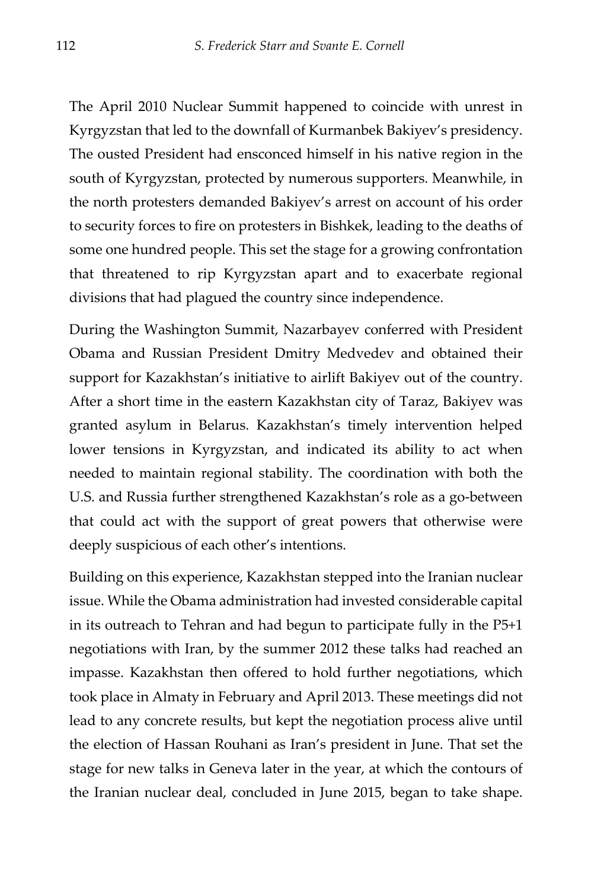The April 2010 Nuclear Summit happened to coincide with unrest in Kyrgyzstan that led to the downfall of Kurmanbek Bakiyev's presidency. The ousted President had ensconced himself in his native region in the south of Kyrgyzstan, protected by numerous supporters. Meanwhile, in the north protesters demanded Bakiyev's arrest on account of his order to security forces to fire on protesters in Bishkek, leading to the deaths of some one hundred people. This set the stage for a growing confrontation that threatened to rip Kyrgyzstan apart and to exacerbate regional divisions that had plagued the country since independence.

During the Washington Summit, Nazarbayev conferred with President Obama and Russian President Dmitry Medvedev and obtained their support for Kazakhstan's initiative to airlift Bakiyev out of the country. After a short time in the eastern Kazakhstan city of Taraz, Bakiyev was granted asylum in Belarus. Kazakhstan's timely intervention helped lower tensions in Kyrgyzstan, and indicated its ability to act when needed to maintain regional stability. The coordination with both the U.S. and Russia further strengthened Kazakhstan's role as a go-between that could act with the support of great powers that otherwise were deeply suspicious of each other's intentions.

Building on this experience, Kazakhstan stepped into the Iranian nuclear issue. While the Obama administration had invested considerable capital in its outreach to Tehran and had begun to participate fully in the P5+1 negotiations with Iran, by the summer 2012 these talks had reached an impasse. Kazakhstan then offered to hold further negotiations, which took place in Almaty in February and April 2013. These meetings did not lead to any concrete results, but kept the negotiation process alive until the election of Hassan Rouhani as Iran's president in June. That set the stage for new talks in Geneva later in the year, at which the contours of the Iranian nuclear deal, concluded in June 2015, began to take shape.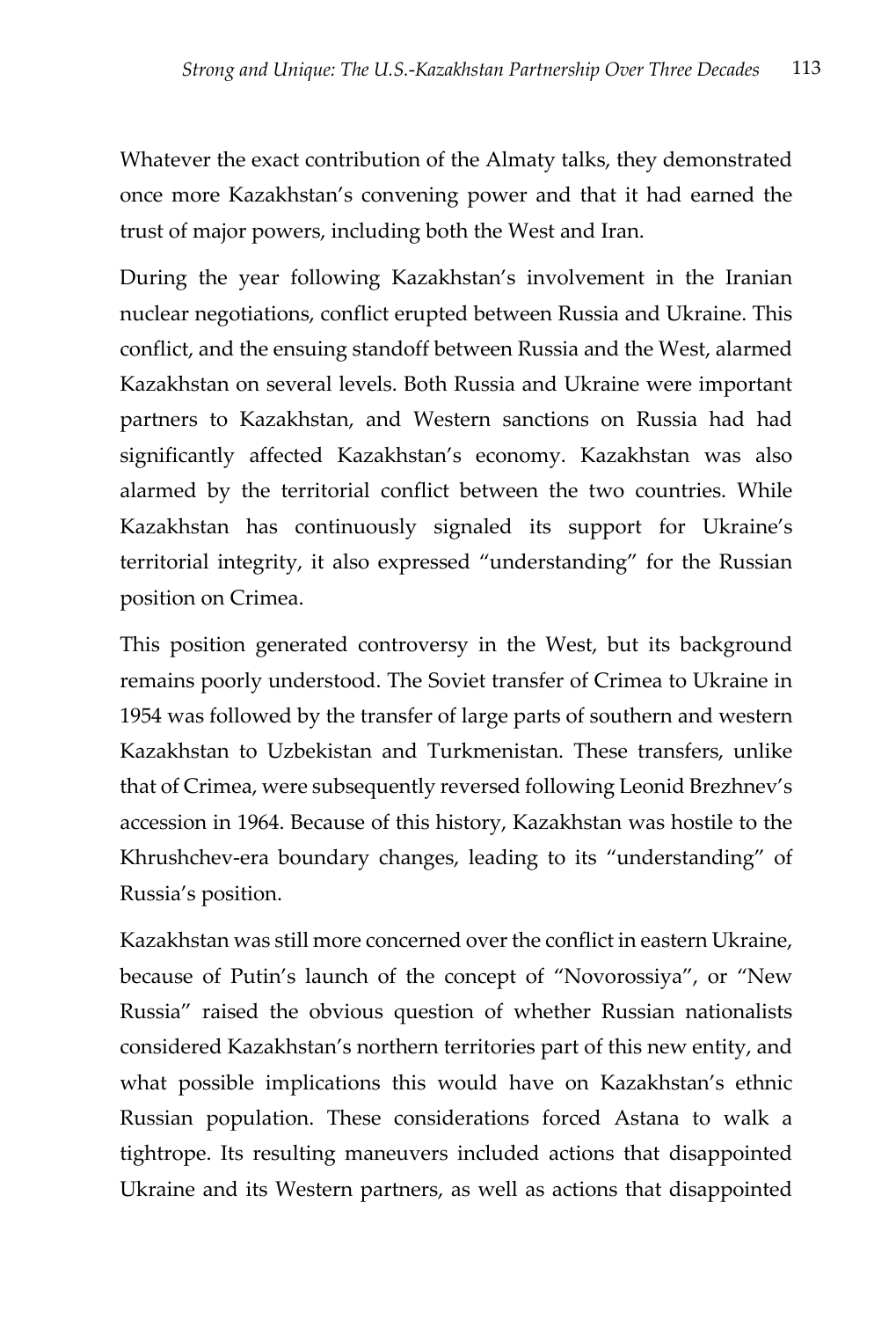Whatever the exact contribution of the Almaty talks, they demonstrated once more Kazakhstan's convening power and that it had earned the trust of major powers, including both the West and Iran.

During the year following Kazakhstan's involvement in the Iranian nuclear negotiations, conflict erupted between Russia and Ukraine. This conflict, and the ensuing standoff between Russia and the West, alarmed Kazakhstan on several levels. Both Russia and Ukraine were important partners to Kazakhstan, and Western sanctions on Russia had had significantly affected Kazakhstan's economy. Kazakhstan was also alarmed by the territorial conflict between the two countries. While Kazakhstan has continuously signaled its support for Ukraine's territorial integrity, it also expressed "understanding" for the Russian position on Crimea.

This position generated controversy in the West, but its background remains poorly understood. The Soviet transfer of Crimea to Ukraine in 1954 was followed by the transfer of large parts of southern and western Kazakhstan to Uzbekistan and Turkmenistan. These transfers, unlike that of Crimea, were subsequently reversed following Leonid Brezhnev's accession in 1964. Because of this history, Kazakhstan was hostile to the Khrushchev-era boundary changes, leading to its "understanding" of Russia's position.

Kazakhstan was still more concerned over the conflict in eastern Ukraine, because of Putin's launch of the concept of "Novorossiya", or "New Russia" raised the obvious question of whether Russian nationalists considered Kazakhstan's northern territories part of this new entity, and what possible implications this would have on Kazakhstan's ethnic Russian population. These considerations forced Astana to walk a tightrope. Its resulting maneuvers included actions that disappointed Ukraine and its Western partners, as well as actions that disappointed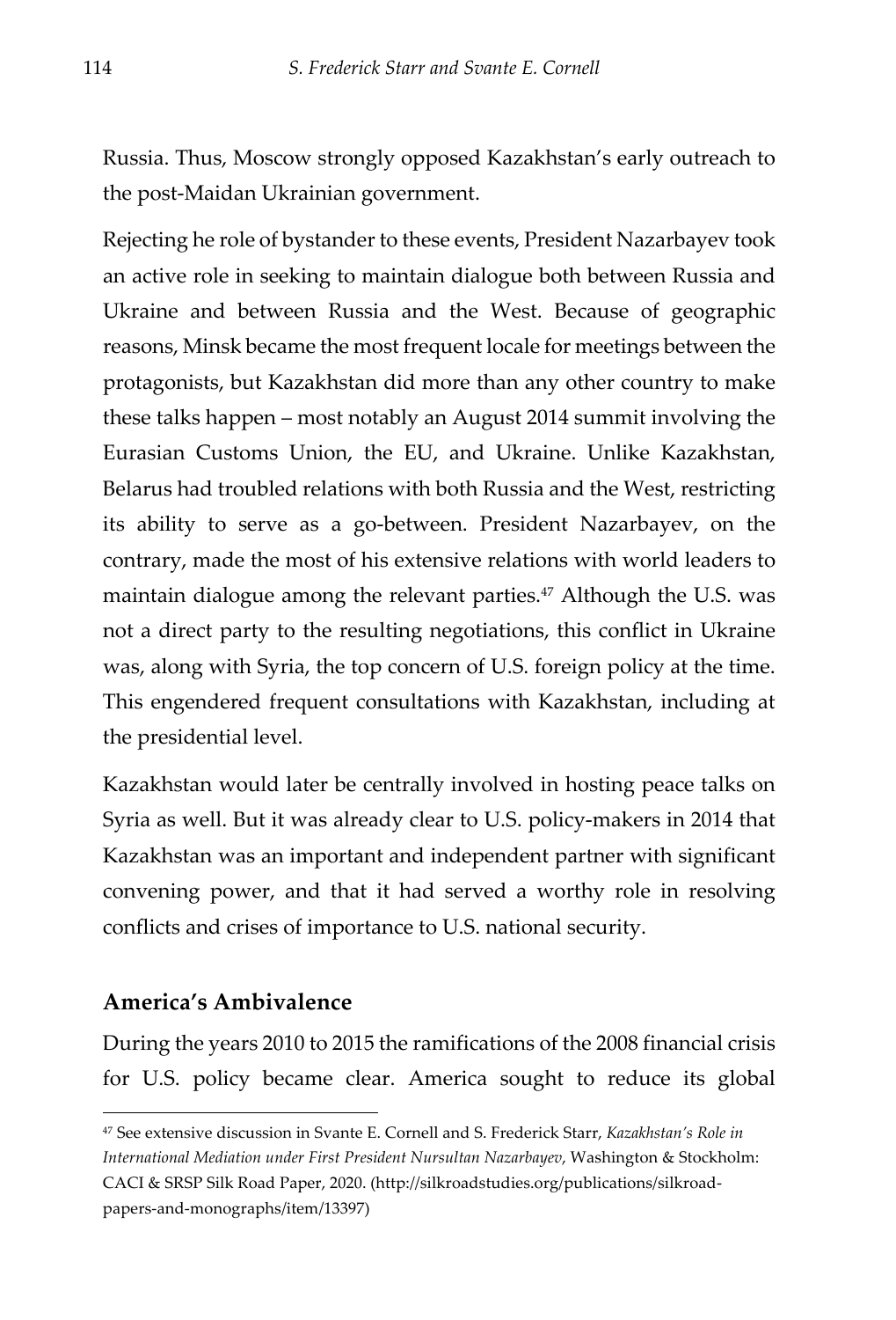Russia. Thus, Moscow strongly opposed Kazakhstan's early outreach to the post-Maidan Ukrainian government.

Rejecting he role of bystander to these events, President Nazarbayev took an active role in seeking to maintain dialogue both between Russia and Ukraine and between Russia and the West. Because of geographic reasons, Minsk became the most frequent locale for meetings between the protagonists, but Kazakhstan did more than any other country to make these talks happen – most notably an August 2014 summit involving the Eurasian Customs Union, the EU, and Ukraine. Unlike Kazakhstan, Belarus had troubled relations with both Russia and the West, restricting its ability to serve as a go-between. President Nazarbayev, on the contrary, made the most of his extensive relations with world leaders to maintain dialogue among the relevant parties.[47] Although the U.S. was not a direct party to the resulting negotiations, this conflict in Ukraine was, along with Syria, the top concern of U.S. foreign policy at the time. This engendered frequent consultations with Kazakhstan, including at the presidential level.

Kazakhstan would later be centrally involved in hosting peace talks on Syria as well. But it was already clear to U.S. policy-makers in 2014 that Kazakhstan was an important and independent partner with significant convening power, and that it had served a worthy role in resolving conflicts and crises of importance to U.S. national security.

## America's Ambivalence

During the years 2010 to 2015 the ramifications of the 2008 financial crisis for U.S. policy became clear. America sought to reduce its global

[47] See extensive discussion in Svante E. Cornell and S. Frederick Starr, *Kazakhstan's Role in International Mediation under First President Nursultan Nazarbayev*, Washington & Stockholm: CACI & SRSP Silk Road Paper, 2020. (http://silkroadstudies.org/publications/silkroad-papers-and-monographs/item/13397)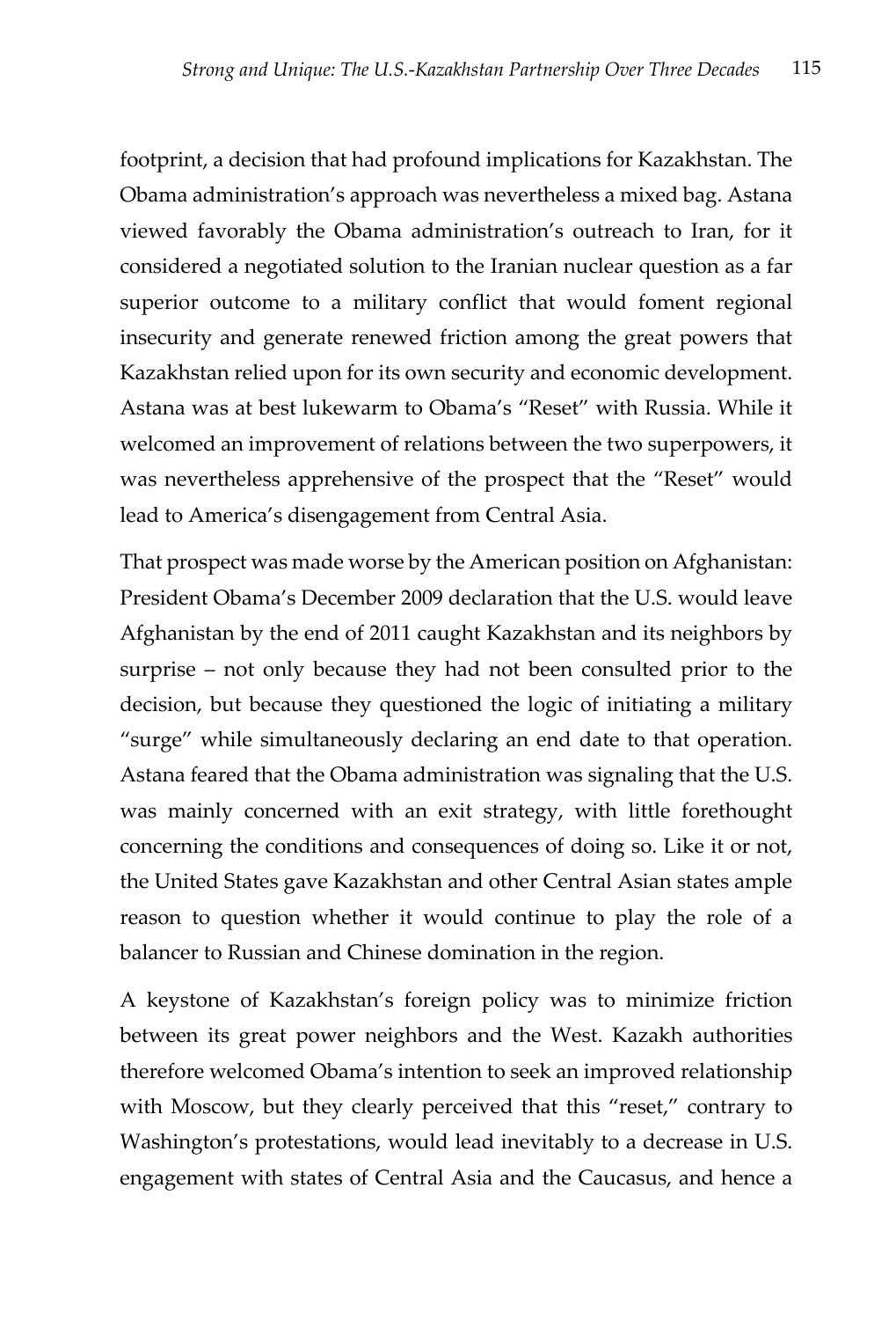footprint, a decision that had profound implications for Kazakhstan. The Obama administration's approach was nevertheless a mixed bag. Astana viewed favorably the Obama administration's outreach to Iran, for it considered a negotiated solution to the Iranian nuclear question as a far superior outcome to a military conflict that would foment regional insecurity and generate renewed friction among the great powers that Kazakhstan relied upon for its own security and economic development. Astana was at best lukewarm to Obama's "Reset" with Russia. While it welcomed an improvement of relations between the two superpowers, it was nevertheless apprehensive of the prospect that the "Reset" would lead to America's disengagement from Central Asia.

That prospect was made worse by the American position on Afghanistan: President Obama's December 2009 declaration that the U.S. would leave Afghanistan by the end of 2011 caught Kazakhstan and its neighbors by surprise – not only because they had not been consulted prior to the decision, but because they questioned the logic of initiating a military "surge" while simultaneously declaring an end date to that operation. Astana feared that the Obama administration was signaling that the U.S. was mainly concerned with an exit strategy, with little forethought concerning the conditions and consequences of doing so. Like it or not, the United States gave Kazakhstan and other Central Asian states ample reason to question whether it would continue to play the role of a balancer to Russian and Chinese domination in the region.

A keystone of Kazakhstan's foreign policy was to minimize friction between its great power neighbors and the West. Kazakh authorities therefore welcomed Obama's intention to seek an improved relationship with Moscow, but they clearly perceived that this "reset," contrary to Washington's protestations, would lead inevitably to a decrease in U.S. engagement with states of Central Asia and the Caucasus, and hence a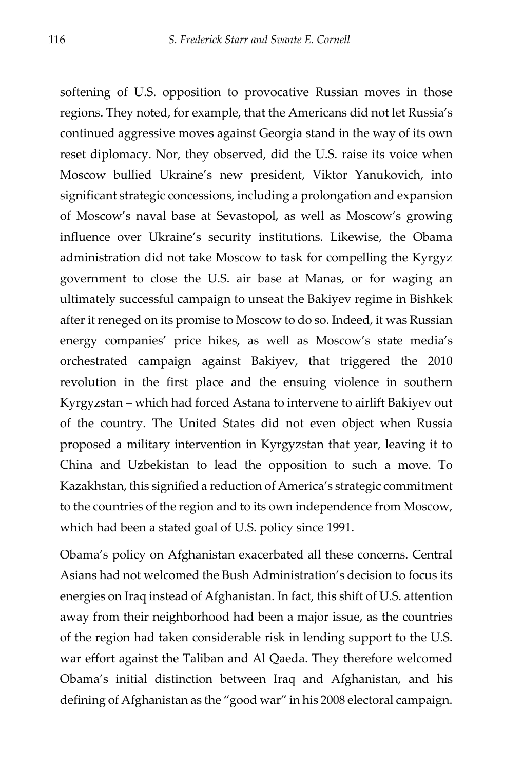softening of U.S. opposition to provocative Russian moves in those regions. They noted, for example, that the Americans did not let Russia's continued aggressive moves against Georgia stand in the way of its own reset diplomacy. Nor, they observed, did the U.S. raise its voice when Moscow bullied Ukraine's new president, Viktor Yanukovich, into significant strategic concessions, including a prolongation and expansion of Moscow's naval base at Sevastopol, as well as Moscow's growing influence over Ukraine's security institutions. Likewise, the Obama administration did not take Moscow to task for compelling the Kyrgyz government to close the U.S. air base at Manas, or for waging an ultimately successful campaign to unseat the Bakiyev regime in Bishkek after it reneged on its promise to Moscow to do so. Indeed, it was Russian energy companies' price hikes, as well as Moscow's state media's orchestrated campaign against Bakiyev, that triggered the 2010 revolution in the first place and the ensuing violence in southern Kyrgyzstan – which had forced Astana to intervene to airlift Bakiyev out of the country. The United States did not even object when Russia proposed a military intervention in Kyrgyzstan that year, leaving it to China and Uzbekistan to lead the opposition to such a move. To Kazakhstan, this signified a reduction of America's strategic commitment to the countries of the region and to its own independence from Moscow, which had been a stated goal of U.S. policy since 1991.

Obama's policy on Afghanistan exacerbated all these concerns. Central Asians had not welcomed the Bush Administration's decision to focus its energies on Iraq instead of Afghanistan. In fact, this shift of U.S. attention away from their neighborhood had been a major issue, as the countries of the region had taken considerable risk in lending support to the U.S. war effort against the Taliban and Al Qaeda. They therefore welcomed Obama's initial distinction between Iraq and Afghanistan, and his defining of Afghanistan as the "good war" in his 2008 electoral campaign.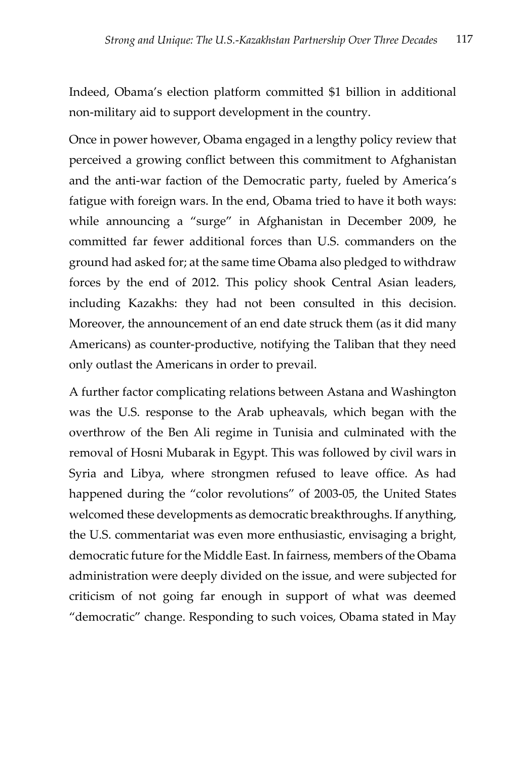Indeed, Obama's election platform committed $1 billion in additional non-military aid to support development in the country.

Once in power however, Obama engaged in a lengthy policy review that perceived a growing conflict between this commitment to Afghanistan and the anti-war faction of the Democratic party, fueled by America's fatigue with foreign wars. In the end, Obama tried to have it both ways: while announcing a "surge" in Afghanistan in December 2009, he committed far fewer additional forces than U.S. commanders on the ground had asked for; at the same time Obama also pledged to withdraw forces by the end of 2012. This policy shook Central Asian leaders, including Kazakhs: they had not been consulted in this decision. Moreover, the announcement of an end date struck them (as it did many Americans) as counter-productive, notifying the Taliban that they need only outlast the Americans in order to prevail.

A further factor complicating relations between Astana and Washington was the U.S. response to the Arab upheavals, which began with the overthrow of the Ben Ali regime in Tunisia and culminated with the removal of Hosni Mubarak in Egypt. This was followed by civil wars in Syria and Libya, where strongmen refused to leave office. As had happened during the "color revolutions" of 2003-05, the United States welcomed these developments as democratic breakthroughs. If anything, the U.S. commentariat was even more enthusiastic, envisaging a bright, democratic future for the Middle East. In fairness, members of the Obama administration were deeply divided on the issue, and were subjected for criticism of not going far enough in support of what was deemed "democratic" change. Responding to such voices, Obama stated in May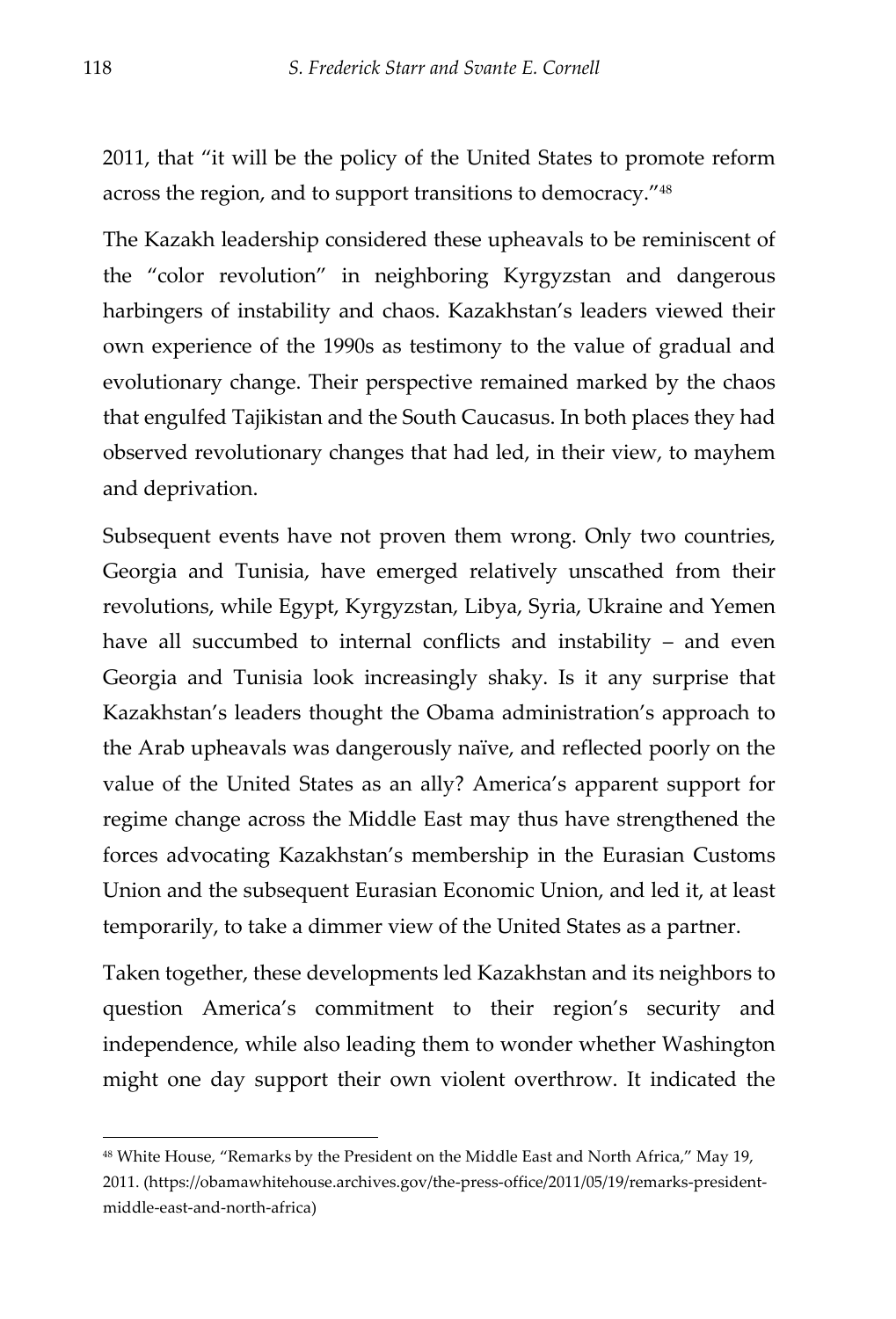2011, that "it will be the policy of the United States to promote reform across the region, and to support transitions to democracy."[48]

The Kazakh leadership considered these upheavals to be reminiscent of the "color revolution" in neighboring Kyrgyzstan and dangerous harbingers of instability and chaos. Kazakhstan's leaders viewed their own experience of the 1990s as testimony to the value of gradual and evolutionary change. Their perspective remained marked by the chaos that engulfed Tajikistan and the South Caucasus. In both places they had observed revolutionary changes that had led, in their view, to mayhem and deprivation.

Subsequent events have not proven them wrong. Only two countries, Georgia and Tunisia, have emerged relatively unscathed from their revolutions, while Egypt, Kyrgyzstan, Libya, Syria, Ukraine and Yemen have all succumbed to internal conflicts and instability – and even Georgia and Tunisia look increasingly shaky. Is it any surprise that Kazakhstan's leaders thought the Obama administration's approach to the Arab upheavals was dangerously naïve, and reflected poorly on the value of the United States as an ally? America's apparent support for regime change across the Middle East may thus have strengthened the forces advocating Kazakhstan's membership in the Eurasian Customs Union and the subsequent Eurasian Economic Union, and led it, at least temporarily, to take a dimmer view of the United States as a partner.

Taken together, these developments led Kazakhstan and its neighbors to question America's commitment to their region's security and independence, while also leading them to wonder whether Washington might one day support their own violent overthrow. It indicated the

---

[48] White House, "Remarks by the President on the Middle East and North Africa," May 19, 2011. (https://obamawhitehouse.archives.gov/the-press-office/2011/05/19/remarks-president-middle-east-and-north-africa)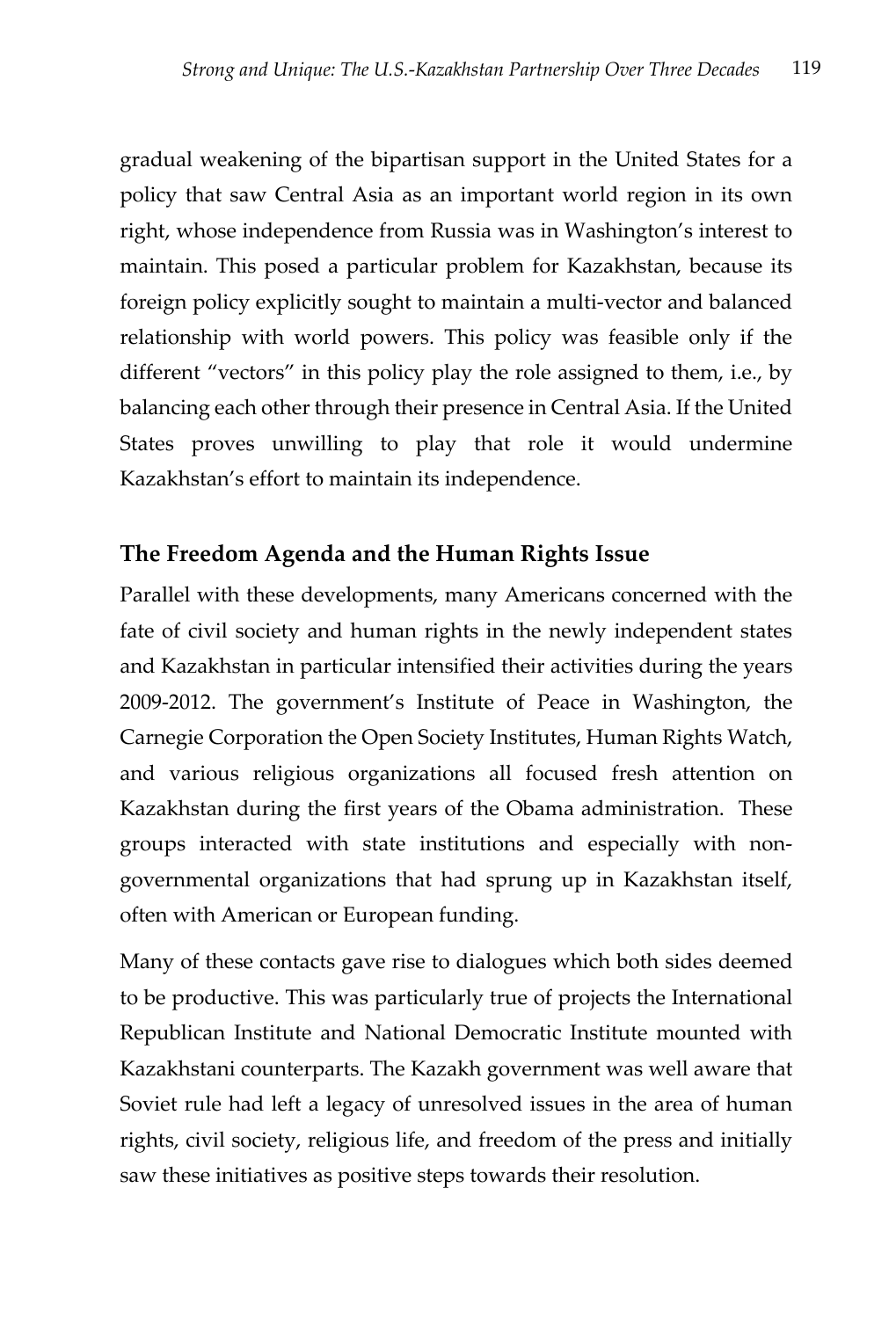gradual weakening of the bipartisan support in the United States for a policy that saw Central Asia as an important world region in its own right, whose independence from Russia was in Washington's interest to maintain. This posed a particular problem for Kazakhstan, because its foreign policy explicitly sought to maintain a multi-vector and balanced relationship with world powers. This policy was feasible only if the different "vectors" in this policy play the role assigned to them, i.e., by balancing each other through their presence in Central Asia. If the United States proves unwilling to play that role it would undermine Kazakhstan's effort to maintain its independence.

## The Freedom Agenda and the Human Rights Issue

Parallel with these developments, many Americans concerned with the fate of civil society and human rights in the newly independent states and Kazakhstan in particular intensified their activities during the years 2009-2012. The government's Institute of Peace in Washington, the Carnegie Corporation the Open Society Institutes, Human Rights Watch, and various religious organizations all focused fresh attention on Kazakhstan during the first years of the Obama administration. These groups interacted with state institutions and especially with non-governmental organizations that had sprung up in Kazakhstan itself, often with American or European funding.

Many of these contacts gave rise to dialogues which both sides deemed to be productive. This was particularly true of projects the International Republican Institute and National Democratic Institute mounted with Kazakhstani counterparts. The Kazakh government was well aware that Soviet rule had left a legacy of unresolved issues in the area of human rights, civil society, religious life, and freedom of the press and initially saw these initiatives as positive steps towards their resolution.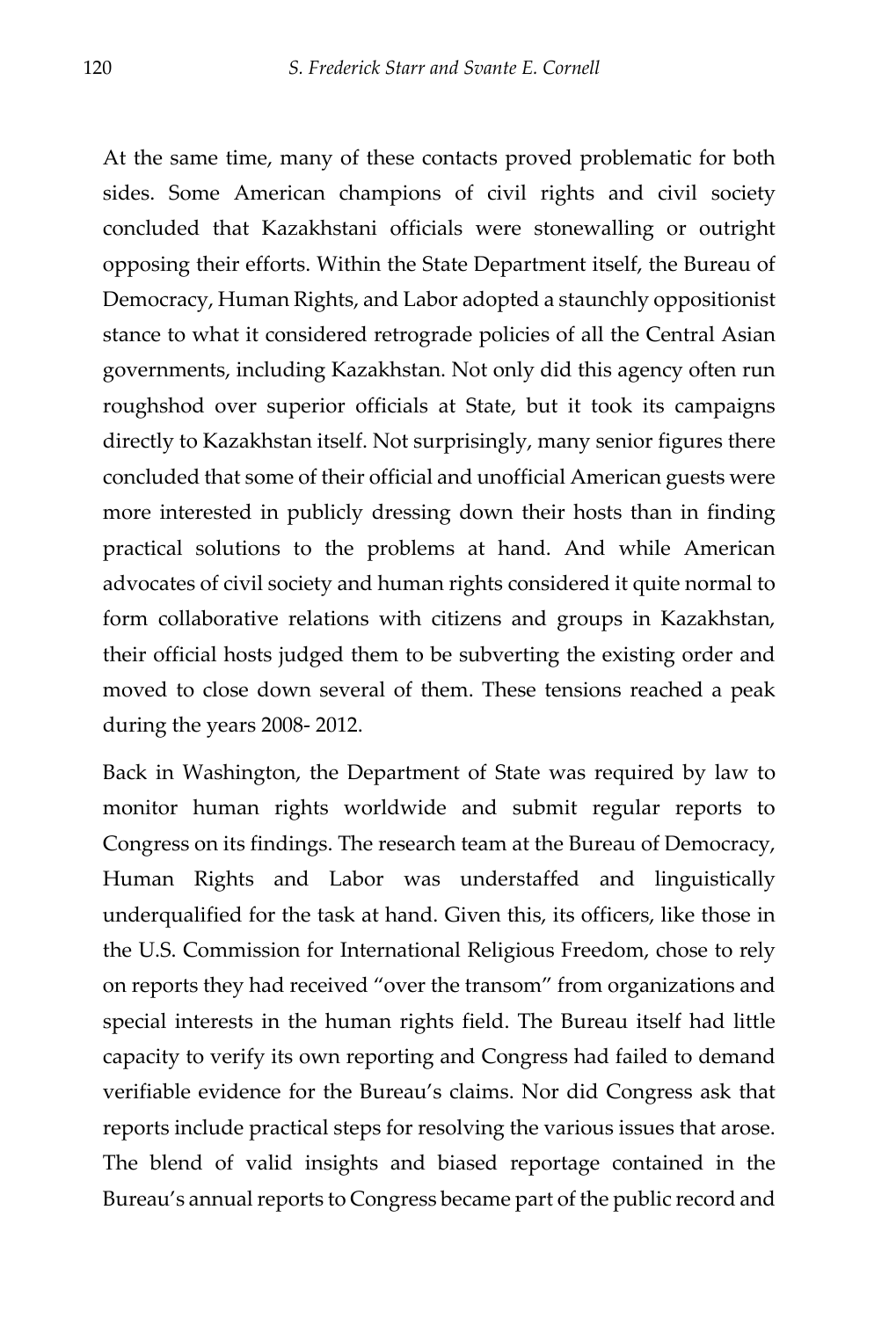At the same time, many of these contacts proved problematic for both sides. Some American champions of civil rights and civil society concluded that Kazakhstani officials were stonewalling or outright opposing their efforts. Within the State Department itself, the Bureau of Democracy, Human Rights, and Labor adopted a staunchly oppositionist stance to what it considered retrograde policies of all the Central Asian governments, including Kazakhstan. Not only did this agency often run roughshod over superior officials at State, but it took its campaigns directly to Kazakhstan itself. Not surprisingly, many senior figures there concluded that some of their official and unofficial American guests were more interested in publicly dressing down their hosts than in finding practical solutions to the problems at hand. And while American advocates of civil society and human rights considered it quite normal to form collaborative relations with citizens and groups in Kazakhstan, their official hosts judged them to be subverting the existing order and moved to close down several of them. These tensions reached a peak during the years 2008- 2012.

Back in Washington, the Department of State was required by law to monitor human rights worldwide and submit regular reports to Congress on its findings. The research team at the Bureau of Democracy, Human Rights and Labor was understaffed and linguistically underqualified for the task at hand. Given this, its officers, like those in the U.S. Commission for International Religious Freedom, chose to rely on reports they had received "over the transom" from organizations and special interests in the human rights field. The Bureau itself had little capacity to verify its own reporting and Congress had failed to demand verifiable evidence for the Bureau's claims. Nor did Congress ask that reports include practical steps for resolving the various issues that arose. The blend of valid insights and biased reportage contained in the Bureau's annual reports to Congress became part of the public record and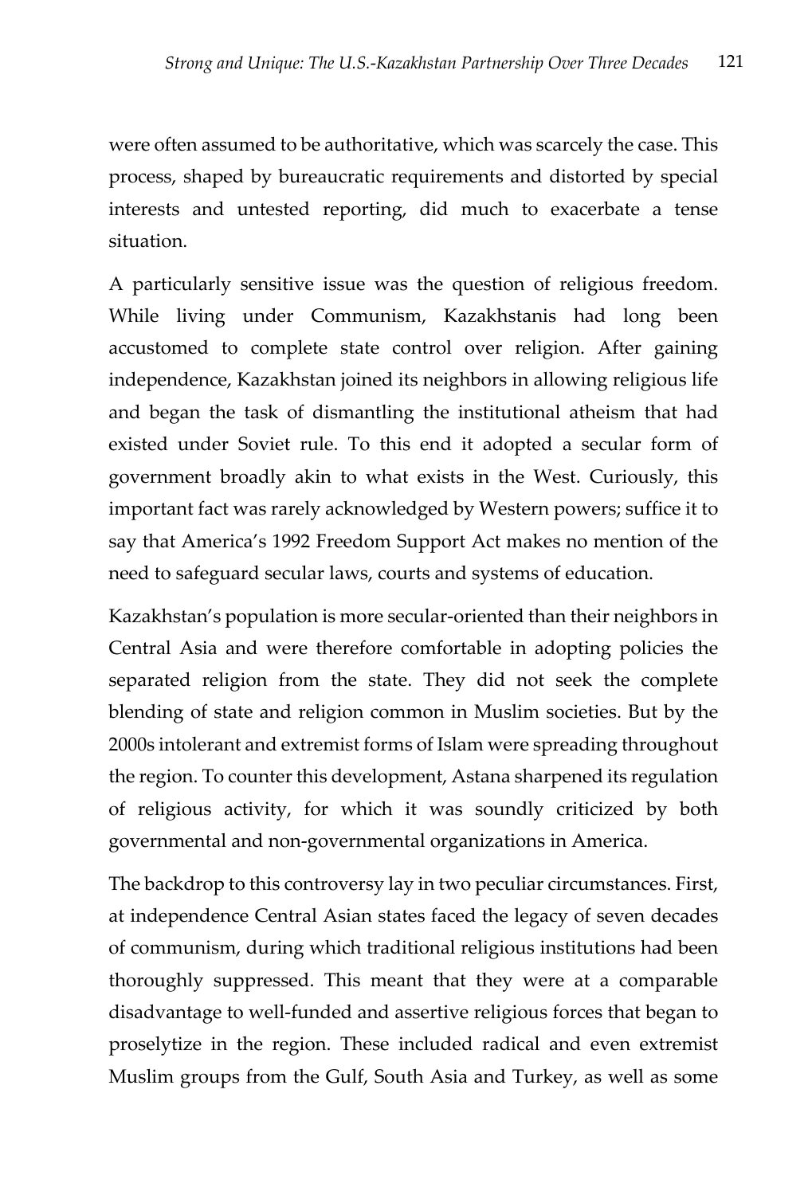were often assumed to be authoritative, which was scarcely the case. This process, shaped by bureaucratic requirements and distorted by special interests and untested reporting, did much to exacerbate a tense situation.

A particularly sensitive issue was the question of religious freedom. While living under Communism, Kazakhstanis had long been accustomed to complete state control over religion. After gaining independence, Kazakhstan joined its neighbors in allowing religious life and began the task of dismantling the institutional atheism that had existed under Soviet rule. To this end it adopted a secular form of government broadly akin to what exists in the West. Curiously, this important fact was rarely acknowledged by Western powers; suffice it to say that America's 1992 Freedom Support Act makes no mention of the need to safeguard secular laws, courts and systems of education.

Kazakhstan's population is more secular-oriented than their neighbors in Central Asia and were therefore comfortable in adopting policies the separated religion from the state. They did not seek the complete blending of state and religion common in Muslim societies. But by the 2000s intolerant and extremist forms of Islam were spreading throughout the region. To counter this development, Astana sharpened its regulation of religious activity, for which it was soundly criticized by both governmental and non-governmental organizations in America.

The backdrop to this controversy lay in two peculiar circumstances. First, at independence Central Asian states faced the legacy of seven decades of communism, during which traditional religious institutions had been thoroughly suppressed. This meant that they were at a comparable disadvantage to well-funded and assertive religious forces that began to proselytize in the region. These included radical and even extremist Muslim groups from the Gulf, South Asia and Turkey, as well as some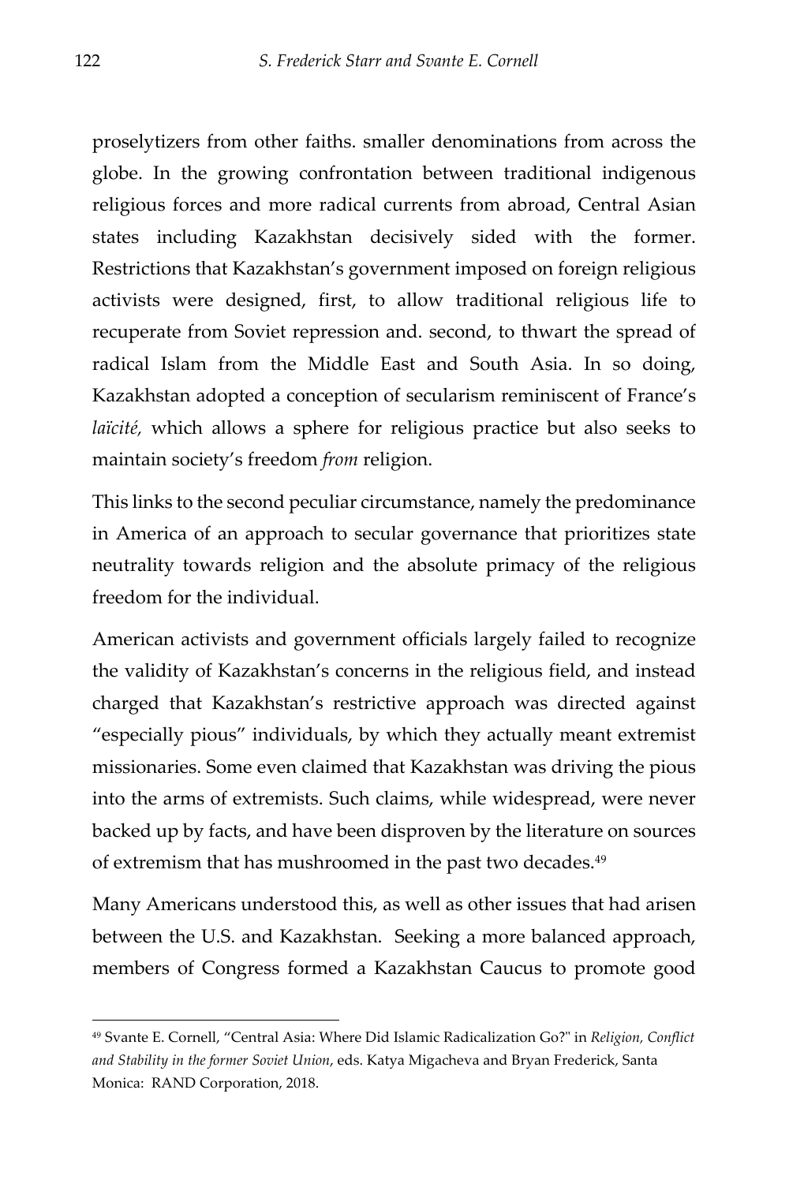proselytizers from other faiths. smaller denominations from across the globe. In the growing confrontation between traditional indigenous religious forces and more radical currents from abroad, Central Asian states including Kazakhstan decisively sided with the former. Restrictions that Kazakhstan's government imposed on foreign religious activists were designed, first, to allow traditional religious life to recuperate from Soviet repression and. second, to thwart the spread of radical Islam from the Middle East and South Asia. In so doing, Kazakhstan adopted a conception of secularism reminiscent of France's *laïcité,* which allows a sphere for religious practice but also seeks to maintain society's freedom *from* religion.

This links to the second peculiar circumstance, namely the predominance in America of an approach to secular governance that prioritizes state neutrality towards religion and the absolute primacy of the religious freedom for the individual.

American activists and government officials largely failed to recognize the validity of Kazakhstan's concerns in the religious field, and instead charged that Kazakhstan's restrictive approach was directed against "especially pious" individuals, by which they actually meant extremist missionaries. Some even claimed that Kazakhstan was driving the pious into the arms of extremists. Such claims, while widespread, were never backed up by facts, and have been disproven by the literature on sources of extremism that has mushroomed in the past two decades.[49]

Many Americans understood this, as well as other issues that had arisen between the U.S. and Kazakhstan. Seeking a more balanced approach, members of Congress formed a Kazakhstan Caucus to promote good

---

[49] Svante E. Cornell, "Central Asia: Where Did Islamic Radicalization Go?" in *Religion, Conflict and Stability in the former Soviet Union*, eds. Katya Migacheva and Bryan Frederick, Santa Monica: RAND Corporation, 2018.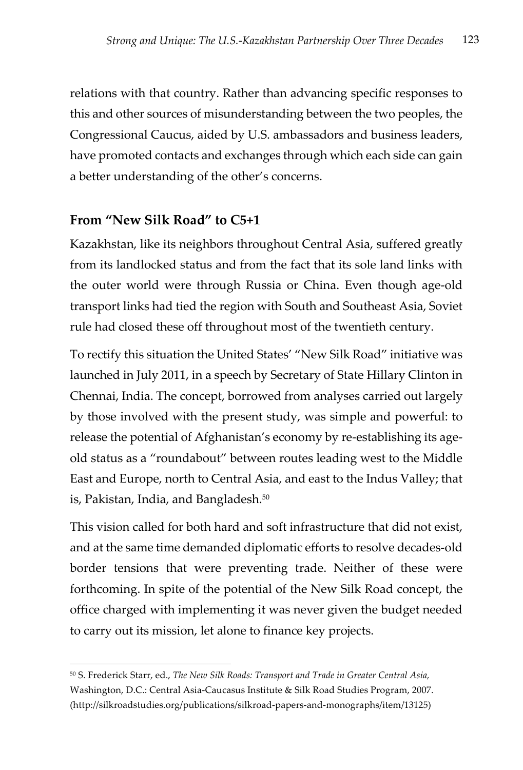relations with that country. Rather than advancing specific responses to this and other sources of misunderstanding between the two peoples, the Congressional Caucus, aided by U.S. ambassadors and business leaders, have promoted contacts and exchanges through which each side can gain a better understanding of the other's concerns.

## From "New Silk Road" to C5+1

Kazakhstan, like its neighbors throughout Central Asia, suffered greatly from its landlocked status and from the fact that its sole land links with the outer world were through Russia or China. Even though age-old transport links had tied the region with South and Southeast Asia, Soviet rule had closed these off throughout most of the twentieth century.

To rectify this situation the United States' "New Silk Road" initiative was launched in July 2011, in a speech by Secretary of State Hillary Clinton in Chennai, India. The concept, borrowed from analyses carried out largely by those involved with the present study, was simple and powerful: to release the potential of Afghanistan's economy by re-establishing its age-old status as a "roundabout" between routes leading west to the Middle East and Europe, north to Central Asia, and east to the Indus Valley; that is, Pakistan, India, and Bangladesh.[50]

This vision called for both hard and soft infrastructure that did not exist, and at the same time demanded diplomatic efforts to resolve decades-old border tensions that were preventing trade. Neither of these were forthcoming. In spite of the potential of the New Silk Road concept, the office charged with implementing it was never given the budget needed to carry out its mission, let alone to finance key projects.

---

[50] S. Frederick Starr, ed., *The New Silk Roads: Transport and Trade in Greater Central Asia,* Washington, D.C.: Central Asia-Caucasus Institute & Silk Road Studies Program, 2007. (http://silkroadstudies.org/publications/silkroad-papers-and-monographs/item/13125)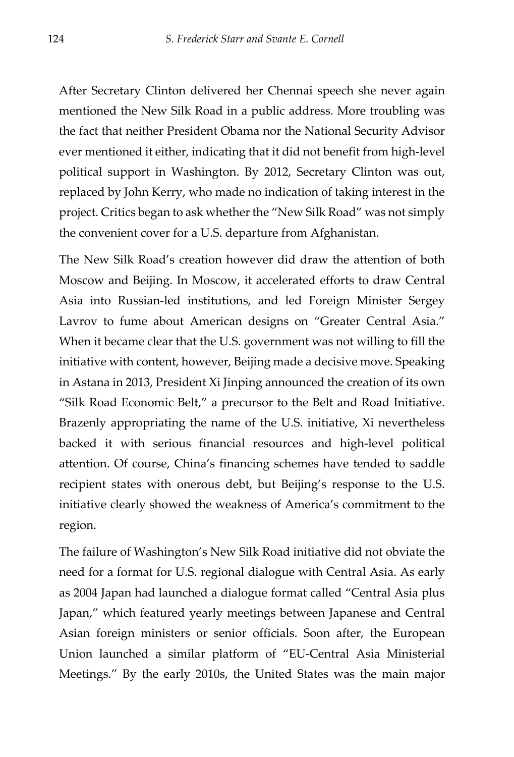After Secretary Clinton delivered her Chennai speech she never again mentioned the New Silk Road in a public address. More troubling was the fact that neither President Obama nor the National Security Advisor ever mentioned it either, indicating that it did not benefit from high-level political support in Washington. By 2012, Secretary Clinton was out, replaced by John Kerry, who made no indication of taking interest in the project. Critics began to ask whether the "New Silk Road" was not simply the convenient cover for a U.S. departure from Afghanistan.

The New Silk Road's creation however did draw the attention of both Moscow and Beijing. In Moscow, it accelerated efforts to draw Central Asia into Russian-led institutions, and led Foreign Minister Sergey Lavrov to fume about American designs on "Greater Central Asia." When it became clear that the U.S. government was not willing to fill the initiative with content, however, Beijing made a decisive move. Speaking in Astana in 2013, President Xi Jinping announced the creation of its own "Silk Road Economic Belt," a precursor to the Belt and Road Initiative. Brazenly appropriating the name of the U.S. initiative, Xi nevertheless backed it with serious financial resources and high-level political attention. Of course, China's financing schemes have tended to saddle recipient states with onerous debt, but Beijing's response to the U.S. initiative clearly showed the weakness of America's commitment to the region.

The failure of Washington's New Silk Road initiative did not obviate the need for a format for U.S. regional dialogue with Central Asia. As early as 2004 Japan had launched a dialogue format called "Central Asia plus Japan," which featured yearly meetings between Japanese and Central Asian foreign ministers or senior officials. Soon after, the European Union launched a similar platform of "EU-Central Asia Ministerial Meetings." By the early 2010s, the United States was the main major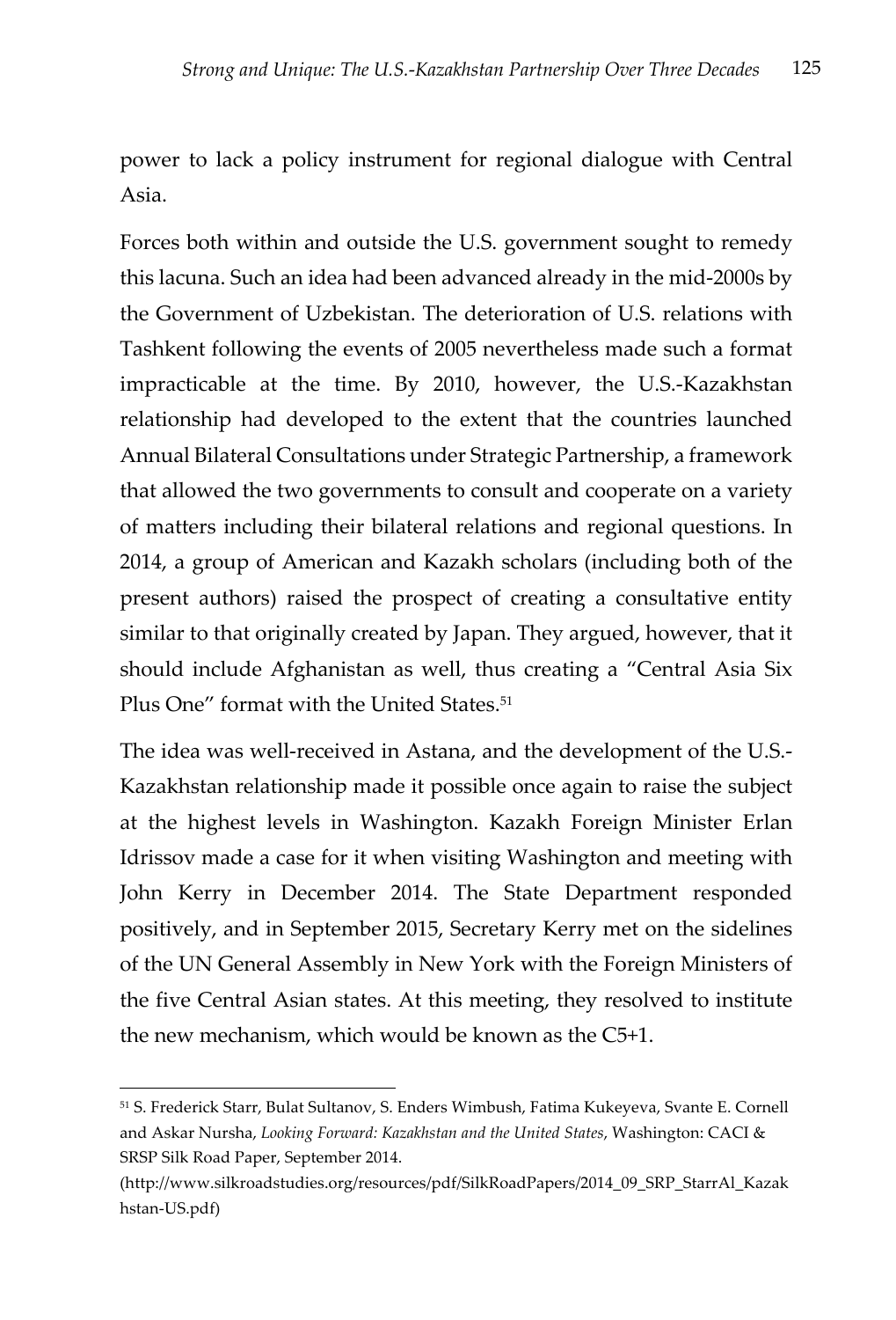power to lack a policy instrument for regional dialogue with Central Asia.

Forces both within and outside the U.S. government sought to remedy this lacuna. Such an idea had been advanced already in the mid-2000s by the Government of Uzbekistan. The deterioration of U.S. relations with Tashkent following the events of 2005 nevertheless made such a format impracticable at the time. By 2010, however, the U.S.-Kazakhstan relationship had developed to the extent that the countries launched Annual Bilateral Consultations under Strategic Partnership, a framework that allowed the two governments to consult and cooperate on a variety of matters including their bilateral relations and regional questions. In 2014, a group of American and Kazakh scholars (including both of the present authors) raised the prospect of creating a consultative entity similar to that originally created by Japan. They argued, however, that it should include Afghanistan as well, thus creating a "Central Asia Six Plus One" format with the United States.[51]

The idea was well-received in Astana, and the development of the U.S.-Kazakhstan relationship made it possible once again to raise the subject at the highest levels in Washington. Kazakh Foreign Minister Erlan Idrissov made a case for it when visiting Washington and meeting with John Kerry in December 2014. The State Department responded positively, and in September 2015, Secretary Kerry met on the sidelines of the UN General Assembly in New York with the Foreign Ministers of the five Central Asian states. At this meeting, they resolved to institute the new mechanism, which would be known as the C5+1.

---

[51] S. Frederick Starr, Bulat Sultanov, S. Enders Wimbush, Fatima Kukeyeva, Svante E. Cornell and Askar Nursha, *Looking Forward: Kazakhstan and the United States*, Washington: CACI & SRSP Silk Road Paper, September 2014. (http://www.silkroadstudies.org/resources/pdf/SilkRoadPapers/2014_09_SRP_StarrAl_Kazakhstan-US.pdf)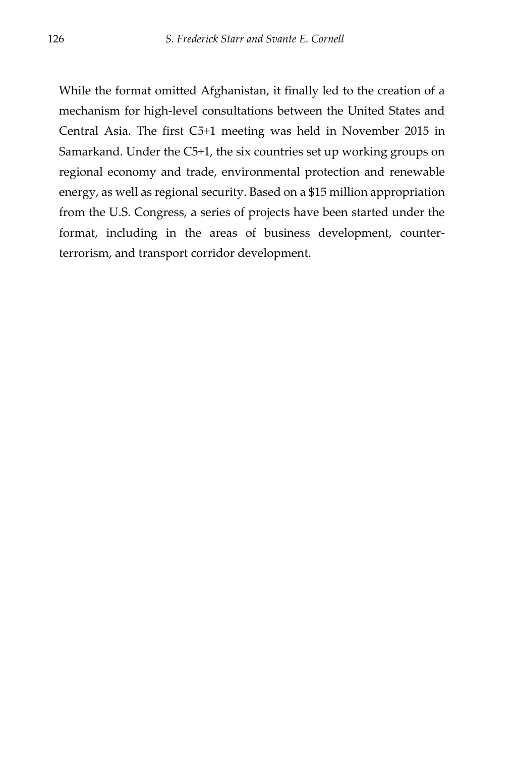While the format omitted Afghanistan, it finally led to the creation of a mechanism for high-level consultations between the United States and Central Asia. The first C5+1 meeting was held in November 2015 in Samarkand. Under the C5+1, the six countries set up working groups on regional economy and trade, environmental protection and renewable energy, as well as regional security. Based on a $15 million appropriation from the U.S. Congress, a series of projects have been started under the format, including in the areas of business development, counter-terrorism, and transport corridor development.